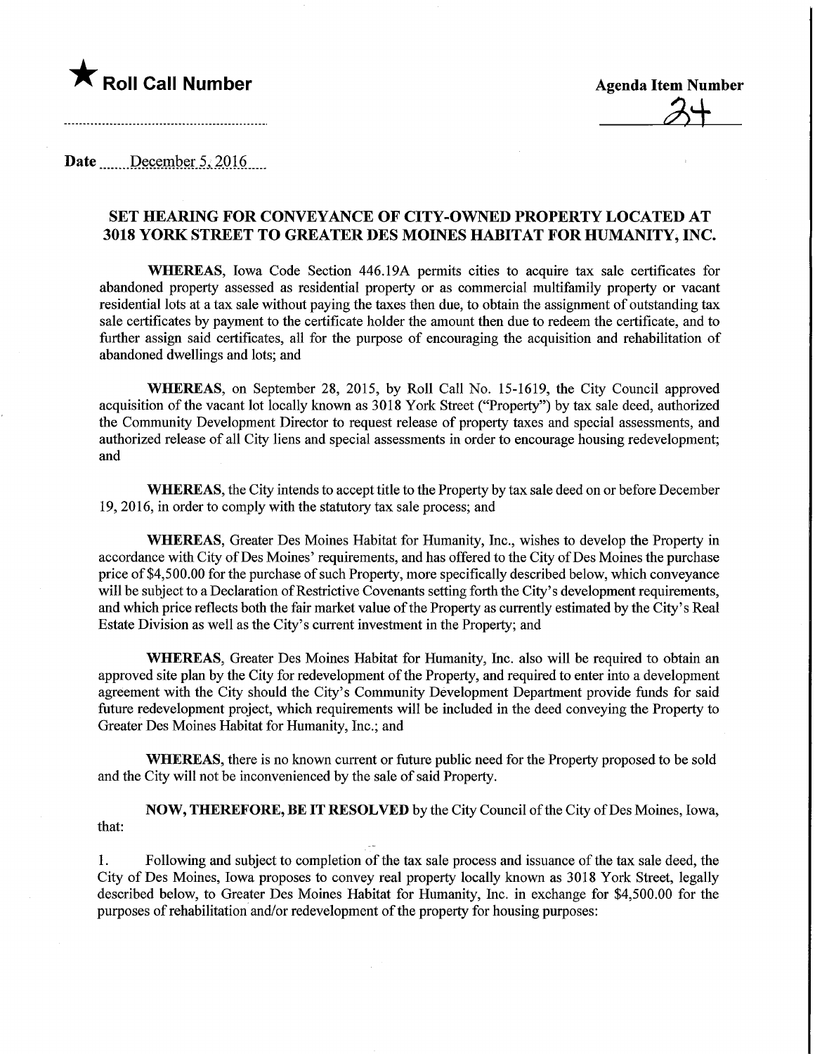★ **Roll Call Number**

**Agenda Item Number**

34

Date December 5, 2016

## SET HEARING FOR CONVEYANCE OF CITY-OWNED PROPERTY LOCATED AT 3018 YORK STREET TO GREATER DES MOINES HABITAT FOR HUMANITY, INC.

**WHEREAS**, Iowa Code Section 446.19A permits cities to acquire tax sale certificates for abandoned property assessed as residential property or as commercial multifamily property or vacant residential lots at a tax sale without paying the taxes then due, to obtain the assignment of outstanding tax sale certificates by payment to the certificate holder the amount then due to redeem the certificate, and to further assign said certificates, all for the purpose of encouraging the acquisition and rehabilitation of abandoned dwellings and lots; and

**WHEREAS**, on September 28, 2015, by Roll Call No. 15-1619, the City Council approved acquisition of the vacant lot locally known as 3018 York Street ("Property") by tax sale deed, authorized the Community Development Director to request release of property taxes and special assessments, and authorized release of all City liens and special assessments in order to encourage housing redevelopment; and

**WHEREAS**, the City intends to accept title to the Property by tax sale deed on or before December 19, 2016, in order to comply with the statutory tax sale process; and

**WHEREAS**, Greater Des Moines Habitat for Humanity, Inc., wishes to develop the Property in accordance with City of Des Moines' requirements, and has offered to the City of Des Moines the purchase price of $4,500.00 for the purchase of such Property, more specifically described below, which conveyance will be subject to a Declaration of Restrictive Covenants setting forth the City's development requirements, and which price reflects both the fair market value of the Property as currently estimated by the City's Real Estate Division as well as the City's current investment in the Property; and

**WHEREAS**, Greater Des Moines Habitat for Humanity, Inc. also will be required to obtain an approved site plan by the City for redevelopment of the Property, and required to enter into a development agreement with the City should the City's Community Development Department provide funds for said future redevelopment project, which requirements will be included in the deed conveying the Property to Greater Des Moines Habitat for Humanity, Inc.; and

**WHEREAS**, there is no known current or future public need for the Property proposed to be sold and the City will not be inconvenienced by the sale of said Property.

**NOW, THEREFORE, BE IT RESOLVED** by the City Council of the City of Des Moines, Iowa, that:

1. Following and subject to completion of the tax sale process and issuance of the tax sale deed, the City of Des Moines, Iowa proposes to convey real property locally known as 3018 York Street, legally described below, to Greater Des Moines Habitat for Humanity, Inc. in exchange for $4,500.00 for the purposes of rehabilitation and/or redevelopment of the property for housing purposes: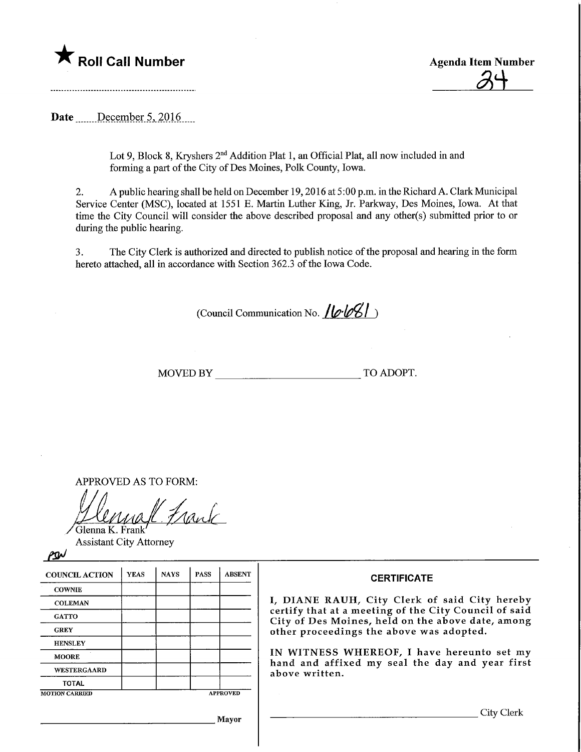★ **Roll Call Number**

**Agenda Item Number**

34

**Date** December 5, 2016

Lot 9, Block 8, Kryshers 2nd Addition Plat 1, an Official Plat, all now included in and forming a part of the City of Des Moines, Polk County, Iowa.

2. A public hearing shall be held on December 19, 2016 at 5:00 p.m. in the Richard A. Clark Municipal Service Center (MSC), located at 1551 E. Martin Luther King, Jr. Parkway, Des Moines, Iowa. At that time the City Council will consider the above described proposal and any other(s) submitted prior to or during the public hearing.

3. The City Clerk is authorized and directed to publish notice of the proposal and hearing in the form hereto attached, all in accordance with Section 362.3 of the Iowa Code.

(Council Communication No. 16-681)

MOVED BY ____________________ TO ADOPT.

APPROVED AS TO FORM:

Glenna K. Frank
Assistant City Attorney

| COUNCIL ACTION | YEAS | NAYS | PASS | ABSENT |
|---|---|---|---|---|
| COWNIE | | | | |
| COLEMAN | | | | |
| GATTO | | | | |
| GREY | | | | |
| HENSLEY | | | | |
| MOORE | | | | |
| WESTERGAARD | | | | |
| TOTAL | | | | |

MOTION CARRIED APPROVED

____________________ Mayor

**CERTIFICATE**

I, DIANE RAUH, City Clerk of said City hereby certify that at a meeting of the City Council of said City of Des Moines, held on the above date, among other proceedings the above was adopted.

IN WITNESS WHEREOF, I have hereunto set my hand and affixed my seal the day and year first above written.

____________________ City Clerk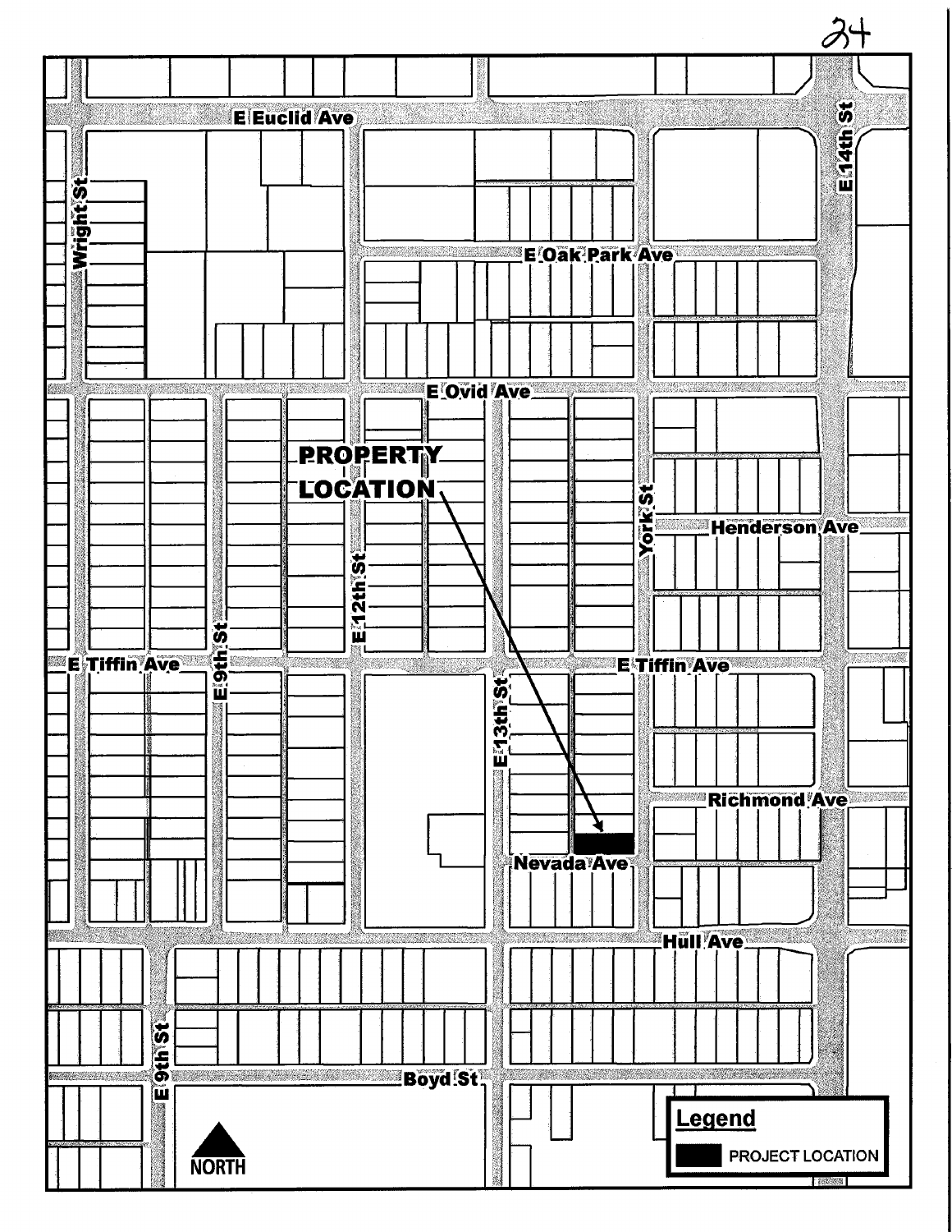PROPERTY LOCATION

E Euclid Ave

E Oak Park Ave

E Ovid Ave

Wright St

E 14th St

York St

Henderson Ave

E 12th St

E 9th St

E Tiffin Ave

E 13th St

Richmond Ave

Nevada Ave

Hull Ave

Boyd St

NORTH

**Legend**

PROJECT LOCATION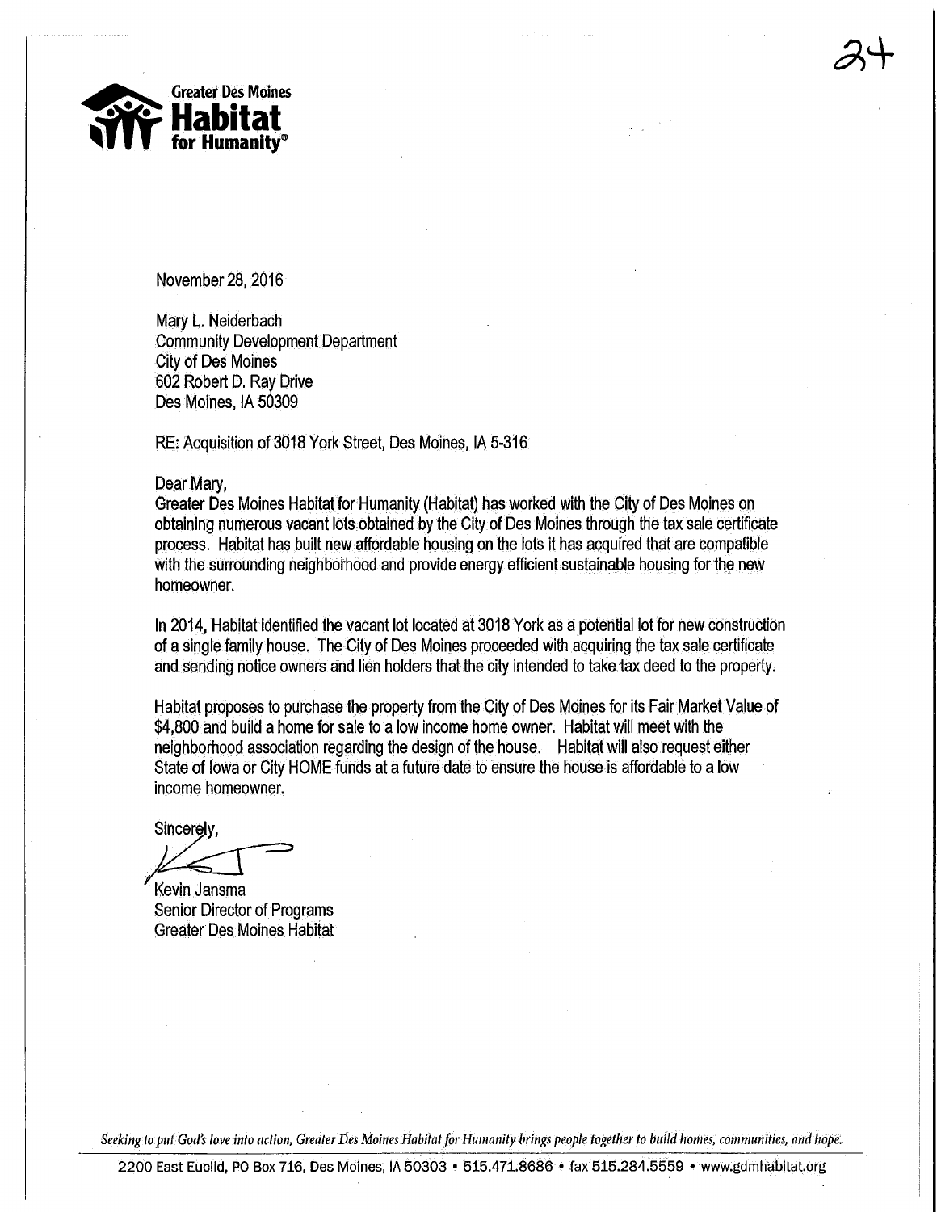24

Greater Des Moines
**Habitat**
**for Humanity®**

November 28, 2016

Mary L. Neiderbach
Community Development Department
City of Des Moines
602 Robert D. Ray Drive
Des Moines, IA 50309

RE: Acquisition of 3018 York Street, Des Moines, IA 5-316

Dear Mary,

Greater Des Moines Habitat for Humanity (Habitat) has worked with the City of Des Moines on obtaining numerous vacant lots obtained by the City of Des Moines through the tax sale certificate process. Habitat has built new affordable housing on the lots it has acquired that are compatible with the surrounding neighborhood and provide energy efficient sustainable housing for the new homeowner.

In 2014, Habitat identified the vacant lot located at 3018 York as a potential lot for new construction of a single family house. The City of Des Moines proceeded with acquiring the tax sale certificate and sending notice owners and lien holders that the city intended to take tax deed to the property.

Habitat proposes to purchase the property from the City of Des Moines for its Fair Market Value of $4,800 and build a home for sale to a low income home owner. Habitat will meet with the neighborhood association regarding the design of the house. Habitat will also request either State of Iowa or City HOME funds at a future date to ensure the house is affordable to a low income homeowner.

Sincerely,

Kevin Jansma
Senior Director of Programs
Greater Des Moines Habitat

*Seeking to put God's love into action, Greater Des Moines Habitat for Humanity brings people together to build homes, communities, and hope.*

2200 East Euclid, PO Box 716, Des Moines, IA 50303 • 515.471.8686 • fax 515.284.5559 • www.gdmhabitat.org